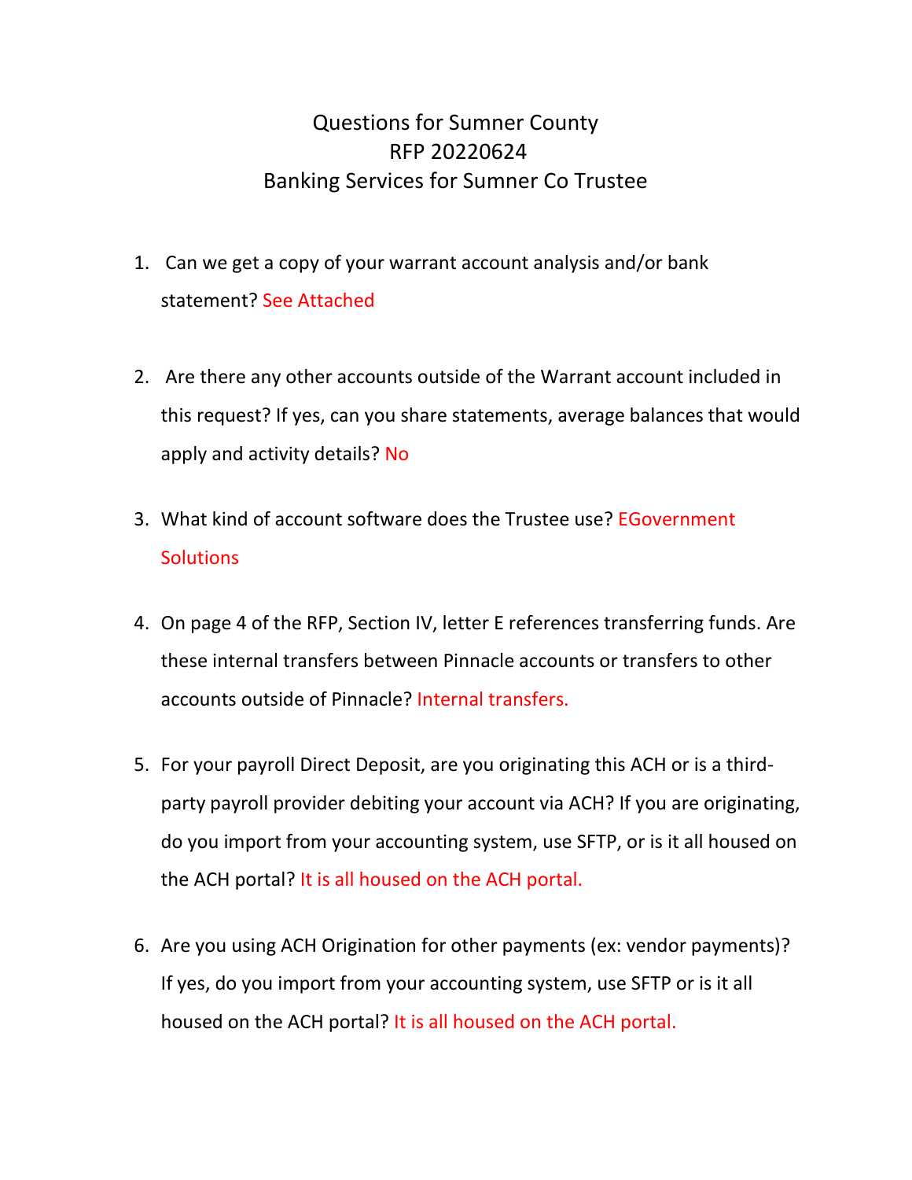# Questions for Sumner County
# RFP 20220624
# Banking Services for Sumner Co Trustee

1. Can we get a copy of your warrant account analysis and/or bank statement? See Attached

2. Are there any other accounts outside of the Warrant account included in this request? If yes, can you share statements, average balances that would apply and activity details? No

3. What kind of account software does the Trustee use? EGovernment Solutions

4. On page 4 of the RFP, Section IV, letter E references transferring funds. Are these internal transfers between Pinnacle accounts or transfers to other accounts outside of Pinnacle? Internal transfers.

5. For your payroll Direct Deposit, are you originating this ACH or is a third-party payroll provider debiting your account via ACH? If you are originating, do you import from your accounting system, use SFTP, or is it all housed on the ACH portal? It is all housed on the ACH portal.

6. Are you using ACH Origination for other payments (ex: vendor payments)? If yes, do you import from your accounting system, use SFTP or is it all housed on the ACH portal? It is all housed on the ACH portal.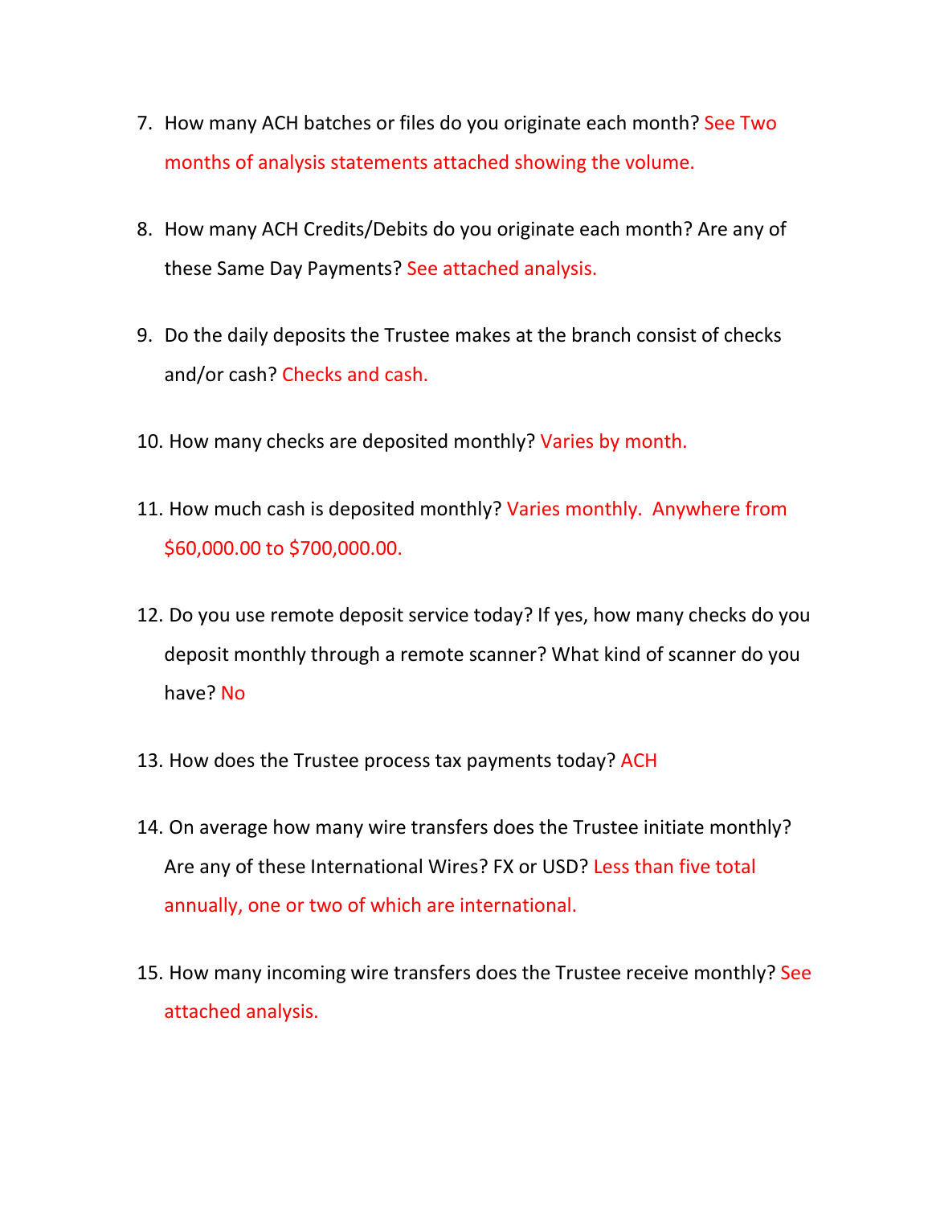7. How many ACH batches or files do you originate each month? See Two months of analysis statements attached showing the volume.

8. How many ACH Credits/Debits do you originate each month? Are any of these Same Day Payments? See attached analysis.

9. Do the daily deposits the Trustee makes at the branch consist of checks and/or cash? Checks and cash.

10. How many checks are deposited monthly? Varies by month.

11. How much cash is deposited monthly? Varies monthly. Anywhere from $60,000.00 to $700,000.00.

12. Do you use remote deposit service today? If yes, how many checks do you deposit monthly through a remote scanner? What kind of scanner do you have? No

13. How does the Trustee process tax payments today? ACH

14. On average how many wire transfers does the Trustee initiate monthly? Are any of these International Wires? FX or USD? Less than five total annually, one or two of which are international.

15. How many incoming wire transfers does the Trustee receive monthly? See attached analysis.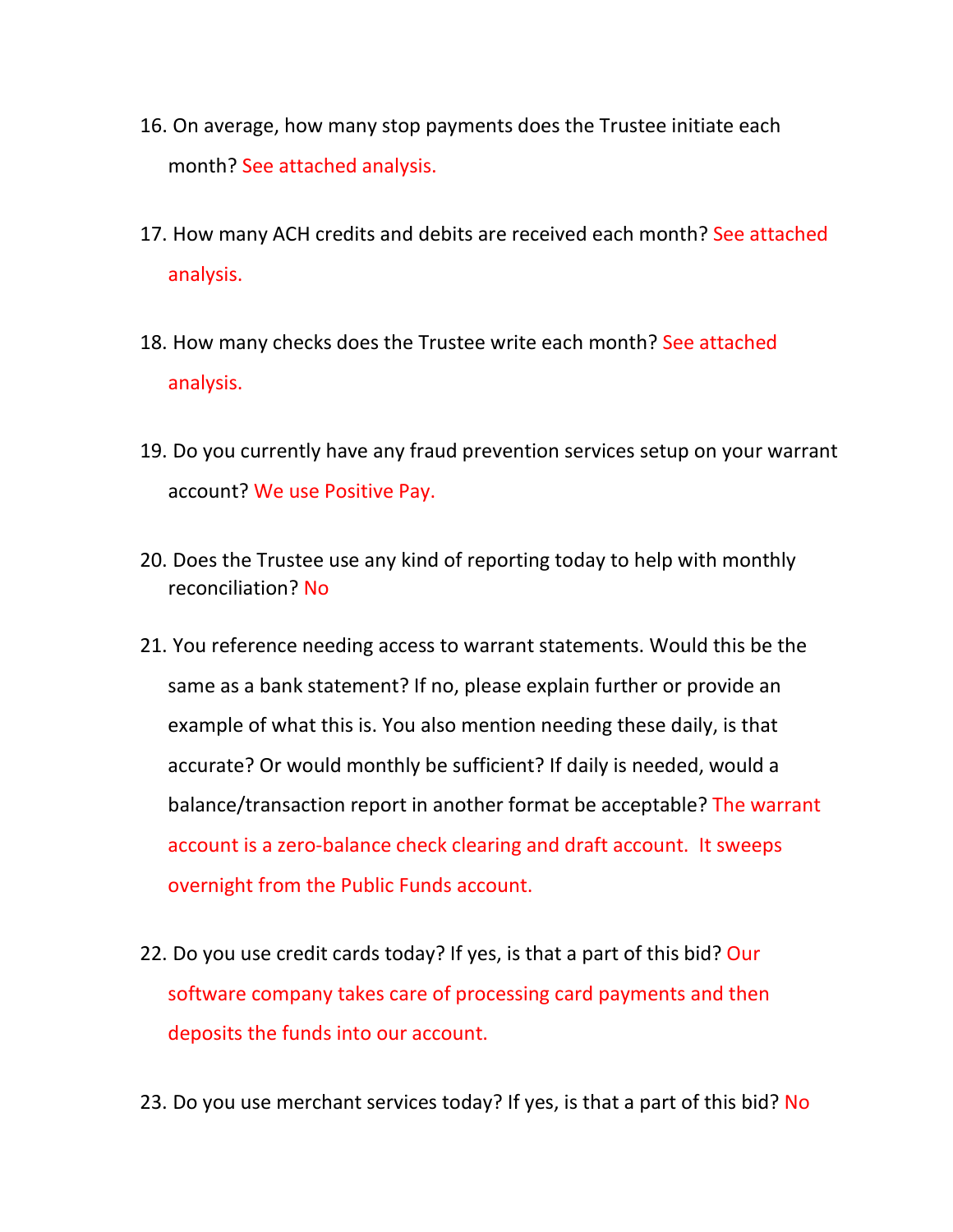16. On average, how many stop payments does the Trustee initiate each month? See attached analysis.

17. How many ACH credits and debits are received each month? See attached analysis.

18. How many checks does the Trustee write each month? See attached analysis.

19. Do you currently have any fraud prevention services setup on your warrant account? We use Positive Pay.

20. Does the Trustee use any kind of reporting today to help with monthly reconciliation? No

21. You reference needing access to warrant statements. Would this be the same as a bank statement? If no, please explain further or provide an example of what this is. You also mention needing these daily, is that accurate? Or would monthly be sufficient? If daily is needed, would a balance/transaction report in another format be acceptable? The warrant account is a zero-balance check clearing and draft account. It sweeps overnight from the Public Funds account.

22. Do you use credit cards today? If yes, is that a part of this bid? Our software company takes care of processing card payments and then deposits the funds into our account.

23. Do you use merchant services today? If yes, is that a part of this bid? No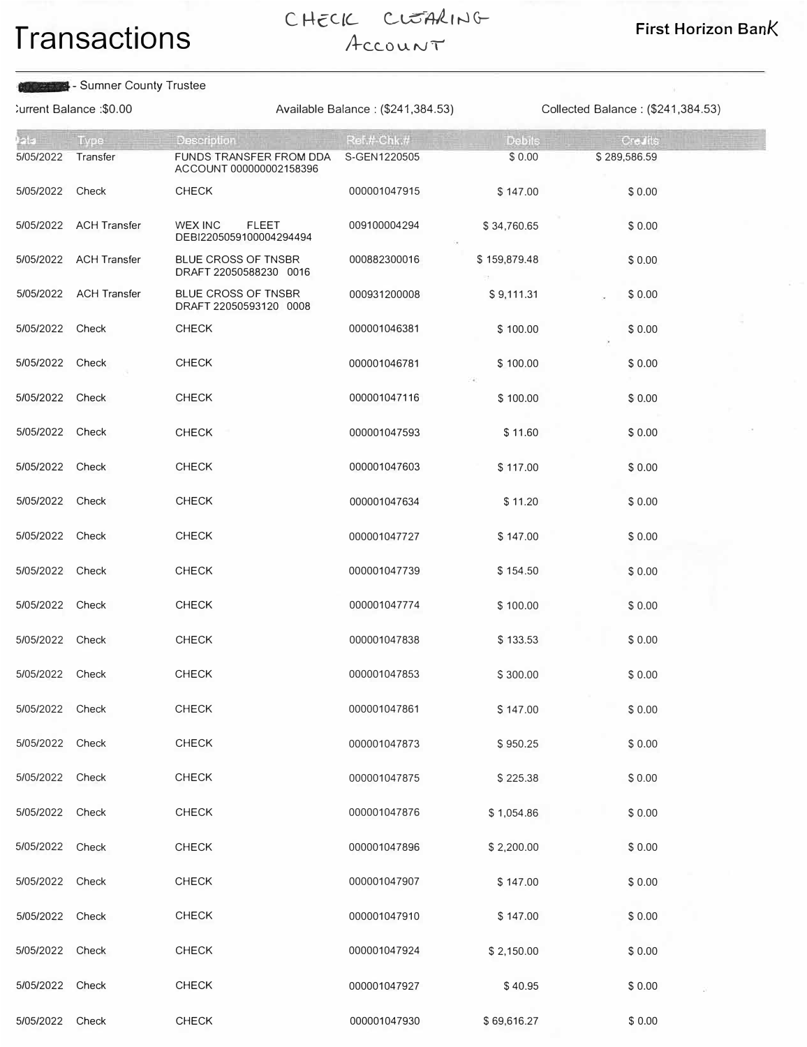# Transactions

CHECK CLEARING ACCOUNT

**First Horizon Bank**

- Sumner County Trustee

Current Balance :$0.00 | Available Balance : ($241,384.53) | Collected Balance : ($241,384.53)

| Date | Type | Description | Ref.#-Chk.# | Debits | Credits |
|---|---|---|---|---|---|
| 5/05/2022 | Transfer | FUNDS TRANSFER FROM DDA ACCOUNT 000000002158396 | S-GEN1220505 | $ 0.00 | $ 289,586.59 |
| 5/05/2022 | Check | CHECK | 000001047915 | $ 147.00 | $ 0.00 |
| 5/05/2022 | ACH Transfer | WEX INC FLEET DEBI2205059100004294494 | 009100004294 | $ 34,760.65 | $ 0.00 |
| 5/05/2022 | ACH Transfer | BLUE CROSS OF TNSBR DRAFT 22050588230 0016 | 000882300016 | $ 159,879.48 | $ 0.00 |
| 5/05/2022 | ACH Transfer | BLUE CROSS OF TNSBR DRAFT 22050593120 0008 | 000931200008 | $ 9,111.31 | $ 0.00 |
| 5/05/2022 | Check | CHECK | 000001046381 | $ 100.00 | $ 0.00 |
| 5/05/2022 | Check | CHECK | 000001046781 | $ 100.00 | $ 0.00 |
| 5/05/2022 | Check | CHECK | 000001047116 | $ 100.00 | $ 0.00 |
| 5/05/2022 | Check | CHECK | 000001047593 | $ 11.60 | $ 0.00 |
| 5/05/2022 | Check | CHECK | 000001047603 | $ 117.00 | $ 0.00 |
| 5/05/2022 | Check | CHECK | 000001047634 | $ 11.20 | $ 0.00 |
| 5/05/2022 | Check | CHECK | 000001047727 | $ 147.00 | $ 0.00 |
| 5/05/2022 | Check | CHECK | 000001047739 | $ 154.50 | $ 0.00 |
| 5/05/2022 | Check | CHECK | 000001047774 | $ 100.00 | $ 0.00 |
| 5/05/2022 | Check | CHECK | 000001047838 | $ 133.53 | $ 0.00 |
| 5/05/2022 | Check | CHECK | 000001047853 | $ 300.00 | $ 0.00 |
| 5/05/2022 | Check | CHECK | 000001047861 | $ 147.00 | $ 0.00 |
| 5/05/2022 | Check | CHECK | 000001047873 | $ 950.25 | $ 0.00 |
| 5/05/2022 | Check | CHECK | 000001047875 | $ 225.38 | $ 0.00 |
| 5/05/2022 | Check | CHECK | 000001047876 | $ 1,054.86 | $ 0.00 |
| 5/05/2022 | Check | CHECK | 000001047896 | $ 2,200.00 | $ 0.00 |
| 5/05/2022 | Check | CHECK | 000001047907 | $ 147.00 | $ 0.00 |
| 5/05/2022 | Check | CHECK | 000001047910 | $ 147.00 | $ 0.00 |
| 5/05/2022 | Check | CHECK | 000001047924 | $ 2,150.00 | $ 0.00 |
| 5/05/2022 | Check | CHECK | 000001047927 | $ 40.95 | $ 0.00 |
| 5/05/2022 | Check | CHECK | 000001047930 | $ 69,616.27 | $ 0.00 |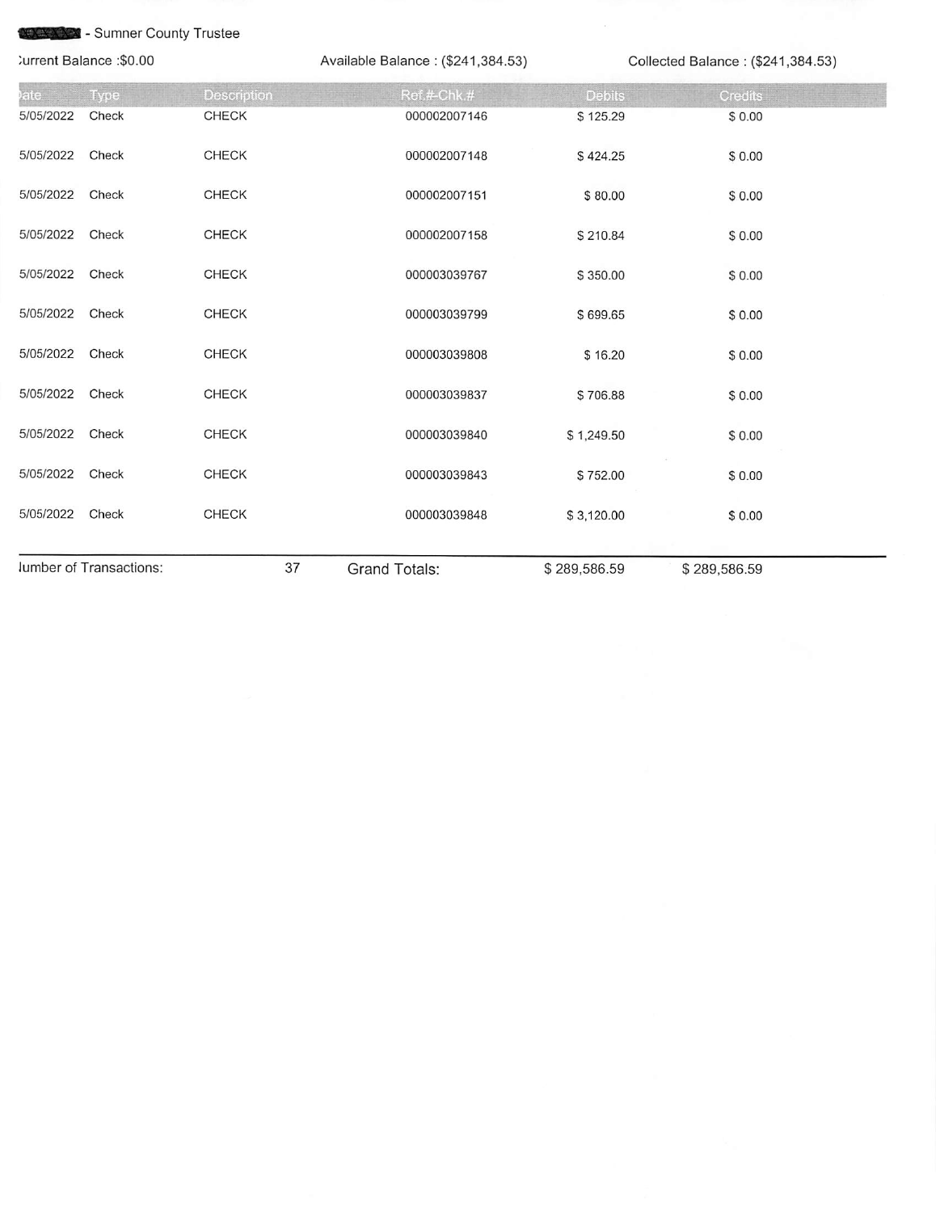█████ - Sumner County Trustee

Current Balance :$0.00 | Available Balance : ($241,384.53) | Collected Balance : ($241,384.53)

| Date | Type | Description | Ref.#-Chk.# | Debits | Credits |
|---|---|---|---|---|---|
| 5/05/2022 | Check | CHECK | 000002007146 | $ 125.29 | $ 0.00 |
| 5/05/2022 | Check | CHECK | 000002007148 | $ 424.25 | $ 0.00 |
| 5/05/2022 | Check | CHECK | 000002007151 | $ 80.00 | $ 0.00 |
| 5/05/2022 | Check | CHECK | 000002007158 | $ 210.84 | $ 0.00 |
| 5/05/2022 | Check | CHECK | 000003039767 | $ 350.00 | $ 0.00 |
| 5/05/2022 | Check | CHECK | 000003039799 | $ 699.65 | $ 0.00 |
| 5/05/2022 | Check | CHECK | 000003039808 | $ 16.20 | $ 0.00 |
| 5/05/2022 | Check | CHECK | 000003039837 | $ 706.88 | $ 0.00 |
| 5/05/2022 | Check | CHECK | 000003039840 | $ 1,249.50 | $ 0.00 |
| 5/05/2022 | Check | CHECK | 000003039843 | $ 752.00 | $ 0.00 |
| 5/05/2022 | Check | CHECK | 000003039848 | $ 3,120.00 | $ 0.00 |

Number of Transactions: 37 | Grand Totals: $ 289,586.59 | $ 289,586.59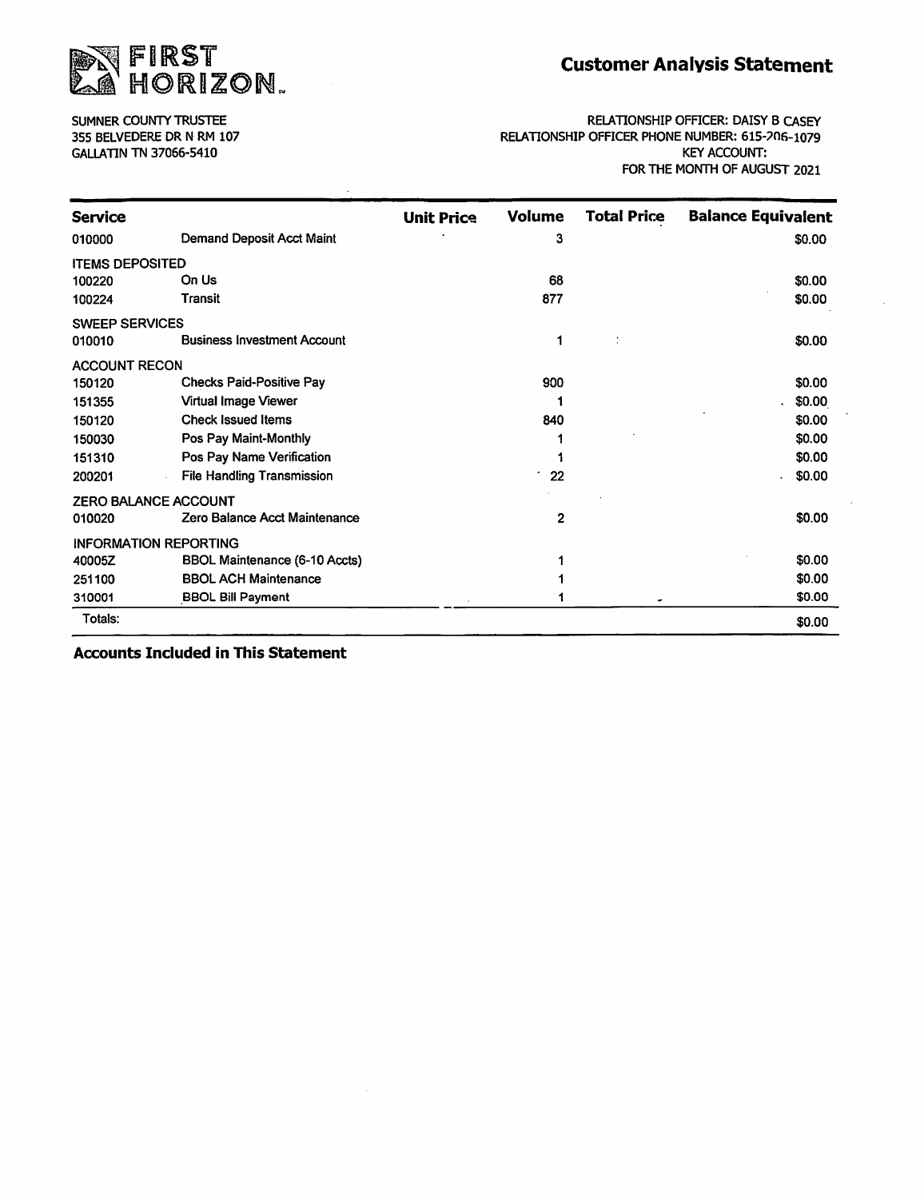# FIRST HORIZON

## Customer Analysis Statement

SUMNER COUNTY TRUSTEE
355 BELVEDERE DR N RM 107
GALLATIN TN 37066-5410

RELATIONSHIP OFFICER: DAISY B CASEY
RELATIONSHIP OFFICER PHONE NUMBER: 615-206-1079
KEY ACCOUNT:
FOR THE MONTH OF AUGUST 2021

| Service | | Unit Price | Volume | Total Price | Balance Equivalent |
|---|---|---|---|---|---|
| 010000 | Demand Deposit Acct Maint | | 3 | | $0.00 |
| ITEMS DEPOSITED | | | | | |
| 100220 | On Us | | 68 | | $0.00 |
| 100224 | Transit | | 877 | | $0.00 |
| SWEEP SERVICES | | | | | |
| 010010 | Business Investment Account | | 1 | | $0.00 |
| ACCOUNT RECON | | | | | |
| 150120 | Checks Paid-Positive Pay | | 900 | | $0.00 |
| 151355 | Virtual Image Viewer | | 1 | | $0.00 |
| 150120 | Check Issued Items | | 840 | | $0.00 |
| 150030 | Pos Pay Maint-Monthly | | 1 | | $0.00 |
| 151310 | Pos Pay Name Verification | | 1 | | $0.00 |
| 200201 | File Handling Transmission | | 22 | | $0.00 |
| ZERO BALANCE ACCOUNT | | | | | |
| 010020 | Zero Balance Acct Maintenance | | 2 | | $0.00 |
| INFORMATION REPORTING | | | | | |
| 40005Z | BBOL Maintenance (6-10 Accts) | | 1 | | $0.00 |
| 251100 | BBOL ACH Maintenance | | 1 | | $0.00 |
| 310001 | BBOL Bill Payment | | 1 | | $0.00 |
| Totals: | | | | | $0.00 |

**Accounts Included in This Statement**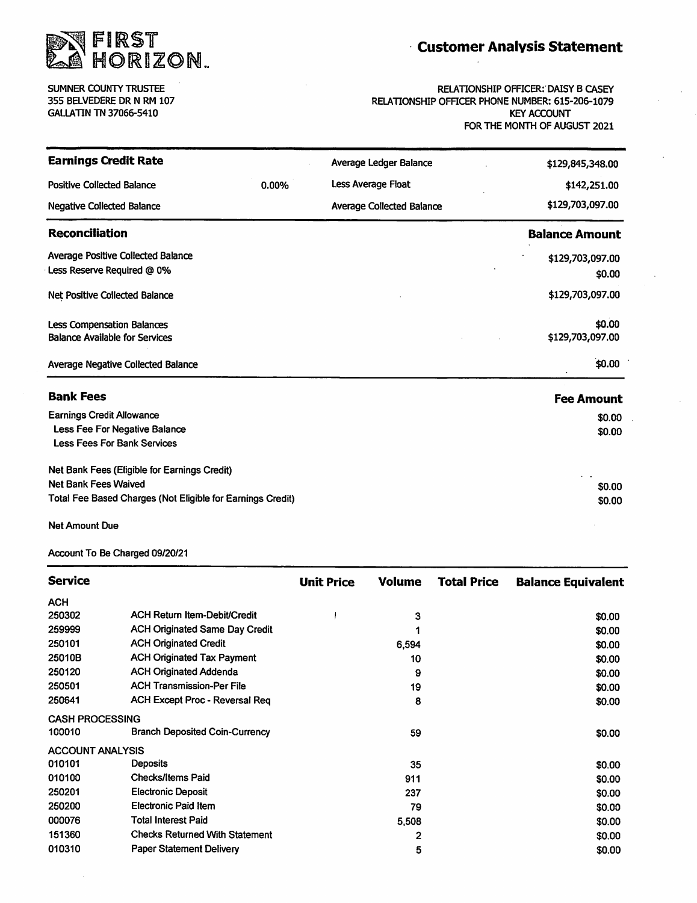**FIRST HORIZON.**

# Customer Analysis Statement

SUMNER COUNTY TRUSTEE
355 BELVEDERE DR N RM 107
GALLATIN TN 37066-5410

RELATIONSHIP OFFICER: DAISY B CASEY
RELATIONSHIP OFFICER PHONE NUMBER: 615-206-1079
KEY ACCOUNT
FOR THE MONTH OF AUGUST 2021

| **Earnings Credit Rate** | | | |
|---|---|---|---|
| Positive Collected Balance | 0.00% | Average Ledger Balance | $129,845,348.00 |
| Negative Collected Balance | | Less Average Float | $142,251.00 |
| | | Average Collected Balance | $129,703,097.00 |

| **Reconciliation** | **Balance Amount** |
|---|---|
| Average Positive Collected Balance | $129,703,097.00 |
| Less Reserve Required @ 0% | $0.00 |
| Net Positive Collected Balance | $129,703,097.00 |
| Less Compensation Balances | $0.00 |
| Balance Available for Services | $129,703,097.00 |
| Average Negative Collected Balance | $0.00 |

| **Bank Fees** | **Fee Amount** |
|---|---|
| Earnings Credit Allowance | $0.00 |
| Less Fee For Negative Balance | $0.00 |
| Less Fees For Bank Services | |
| Net Bank Fees (Eligible for Earnings Credit) | |
| Net Bank Fees Waived | $0.00 |
| Total Fee Based Charges (Not Eligible for Earnings Credit) | $0.00 |
| Net Amount Due | |

Account To Be Charged 09/20/21

| **Service** | | **Unit Price** | **Volume** | **Total Price** | **Balance Equivalent** |
|---|---|---|---|---|---|
| ACH | | | | | |
| 250302 | ACH Return Item-Debit/Credit | | 3 | | $0.00 |
| 259999 | ACH Originated Same Day Credit | | 1 | | $0.00 |
| 250101 | ACH Originated Credit | | 6,594 | | $0.00 |
| 25010B | ACH Originated Tax Payment | | 10 | | $0.00 |
| 250120 | ACH Originated Addenda | | 9 | | $0.00 |
| 250501 | ACH Transmission-Per File | | 19 | | $0.00 |
| 250641 | ACH Except Proc - Reversal Req | | 8 | | $0.00 |
| CASH PROCESSING | | | | | |
| 100010 | Branch Deposited Coin-Currency | | 59 | | $0.00 |
| ACCOUNT ANALYSIS | | | | | |
| 010101 | Deposits | | 35 | | $0.00 |
| 010100 | Checks/Items Paid | | 911 | | $0.00 |
| 250201 | Electronic Deposit | | 237 | | $0.00 |
| 250200 | Electronic Paid Item | | 79 | | $0.00 |
| 000076 | Total Interest Paid | | 5,508 | | $0.00 |
| 151360 | Checks Returned With Statement | | 2 | | $0.00 |
| 010310 | Paper Statement Delivery | | 5 | | $0.00 |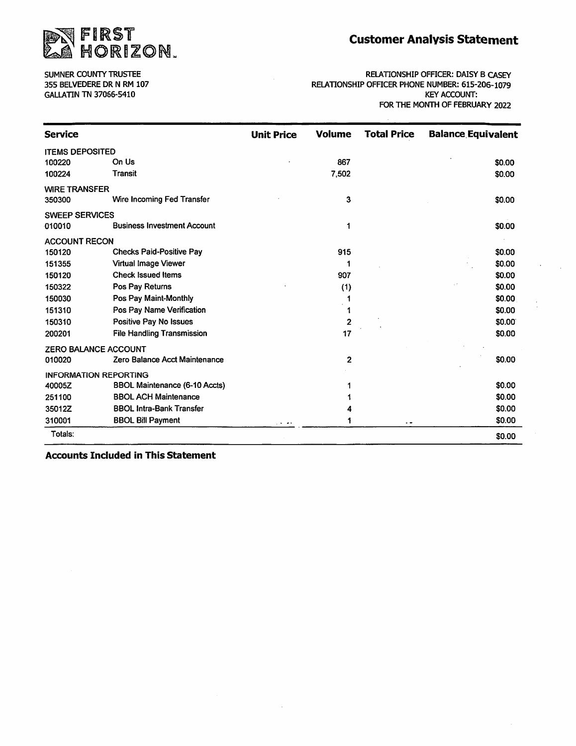FIRST HORIZON

# Customer Analysis Statement

SUMNER COUNTY TRUSTEE
355 BELVEDERE DR N RM 107
GALLATIN TN 37066-5410

RELATIONSHIP OFFICER: DAISY B CASEY
RELATIONSHIP OFFICER PHONE NUMBER: 615-206-1079
KEY ACCOUNT:
FOR THE MONTH OF FEBRUARY 2022

| Service | | Unit Price | Volume | Total Price | Balance Equivalent |
|---|---|---|---|---|---|
| ITEMS DEPOSITED | | | | | |
| 100220 | On Us | | 867 | | $0.00 |
| 100224 | Transit | | 7,502 | | $0.00 |
| WIRE TRANSFER | | | | | |
| 350300 | Wire Incoming Fed Transfer | | 3 | | $0.00 |
| SWEEP SERVICES | | | | | |
| 010010 | Business Investment Account | | 1 | | $0.00 |
| ACCOUNT RECON | | | | | |
| 150120 | Checks Paid-Positive Pay | | 915 | | $0.00 |
| 151355 | Virtual Image Viewer | | 1 | | $0.00 |
| 150120 | Check Issued Items | | 907 | | $0.00 |
| 150322 | Pos Pay Returns | | (1) | | $0.00 |
| 150030 | Pos Pay Maint-Monthly | | 1 | | $0.00 |
| 151310 | Pos Pay Name Verification | | 1 | | $0.00 |
| 150310 | Positive Pay No Issues | | 2 | | $0.00 |
| 200201 | File Handling Transmission | | 17 | | $0.00 |
| ZERO BALANCE ACCOUNT | | | | | |
| 010020 | Zero Balance Acct Maintenance | | 2 | | $0.00 |
| INFORMATION REPORTING | | | | | |
| 40005Z | BBOL Maintenance (6-10 Accts) | | 1 | | $0.00 |
| 251100 | BBOL ACH Maintenance | | 1 | | $0.00 |
| 35012Z | BBOL Intra-Bank Transfer | | 4 | | $0.00 |
| 310001 | BBOL Bill Payment | | 1 | | $0.00 |
| Totals: | | | | | $0.00 |

**Accounts Included in This Statement**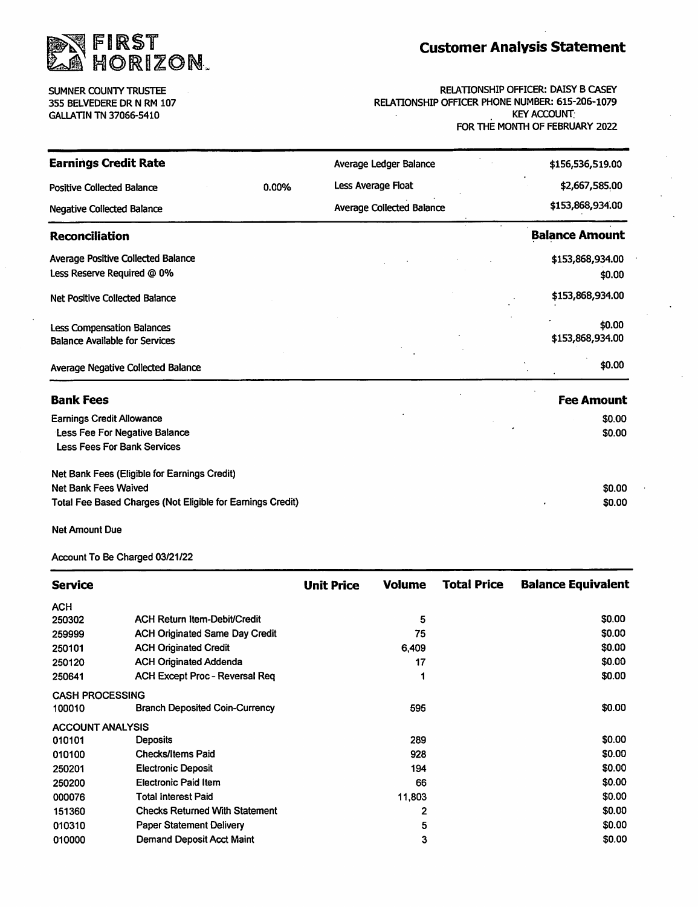# FIRST HORIZON

## Customer Analysis Statement

SUMNER COUNTY TRUSTEE
355 BELVEDERE DR N RM 107
GALLATIN TN 37066-5410

RELATIONSHIP OFFICER: DAISY B CASEY
RELATIONSHIP OFFICER PHONE NUMBER: 615-206-1079
KEY ACCOUNT:
FOR THE MONTH OF FEBRUARY 2022

| **Earnings Credit Rate** | | | |
|---|---|---|---|
| Positive Collected Balance | 0.00% | Average Ledger Balance | $156,536,519.00 |
| Negative Collected Balance | | Less Average Float | $2,667,585.00 |
| | | Average Collected Balance | $153,868,934.00 |

| **Reconciliation** | **Balance Amount** |
|---|---|
| Average Positive Collected Balance | $153,868,934.00 |
| Less Reserve Required @ 0% | $0.00 |
| Net Positive Collected Balance | $153,868,934.00 |
| Less Compensation Balances | $0.00 |
| Balance Available for Services | $153,868,934.00 |
| Average Negative Collected Balance | $0.00 |

| **Bank Fees** | **Fee Amount** |
|---|---|
| Earnings Credit Allowance | $0.00 |
| Less Fee For Negative Balance | $0.00 |
| Less Fees For Bank Services | |
| Net Bank Fees (Eligible for Earnings Credit) | |
| Net Bank Fees Waived | $0.00 |
| Total Fee Based Charges (Not Eligible for Earnings Credit) | $0.00 |
| Net Amount Due | |

Account To Be Charged 03/21/22

| **Service** | | **Unit Price** | **Volume** | **Total Price** | **Balance Equivalent** |
|---|---|---|---|---|---|
| ACH | | | | | |
| 250302 | ACH Return Item-Debit/Credit | | 5 | | $0.00 |
| 259999 | ACH Originated Same Day Credit | | 75 | | $0.00 |
| 250101 | ACH Originated Credit | | 6,409 | | $0.00 |
| 250120 | ACH Originated Addenda | | 17 | | $0.00 |
| 250641 | ACH Except Proc - Reversal Req | | 1 | | $0.00 |
| CASH PROCESSING | | | | | |
| 100010 | Branch Deposited Coin-Currency | | 595 | | $0.00 |
| ACCOUNT ANALYSIS | | | | | |
| 010101 | Deposits | | 289 | | $0.00 |
| 010100 | Checks/Items Paid | | 928 | | $0.00 |
| 250201 | Electronic Deposit | | 194 | | $0.00 |
| 250200 | Electronic Paid Item | | 66 | | $0.00 |
| 000076 | Total Interest Paid | | 11,803 | | $0.00 |
| 151360 | Checks Returned With Statement | | 2 | | $0.00 |
| 010310 | Paper Statement Delivery | | 5 | | $0.00 |
| 010000 | Demand Deposit Acct Maint | | 3 | | $0.00 |